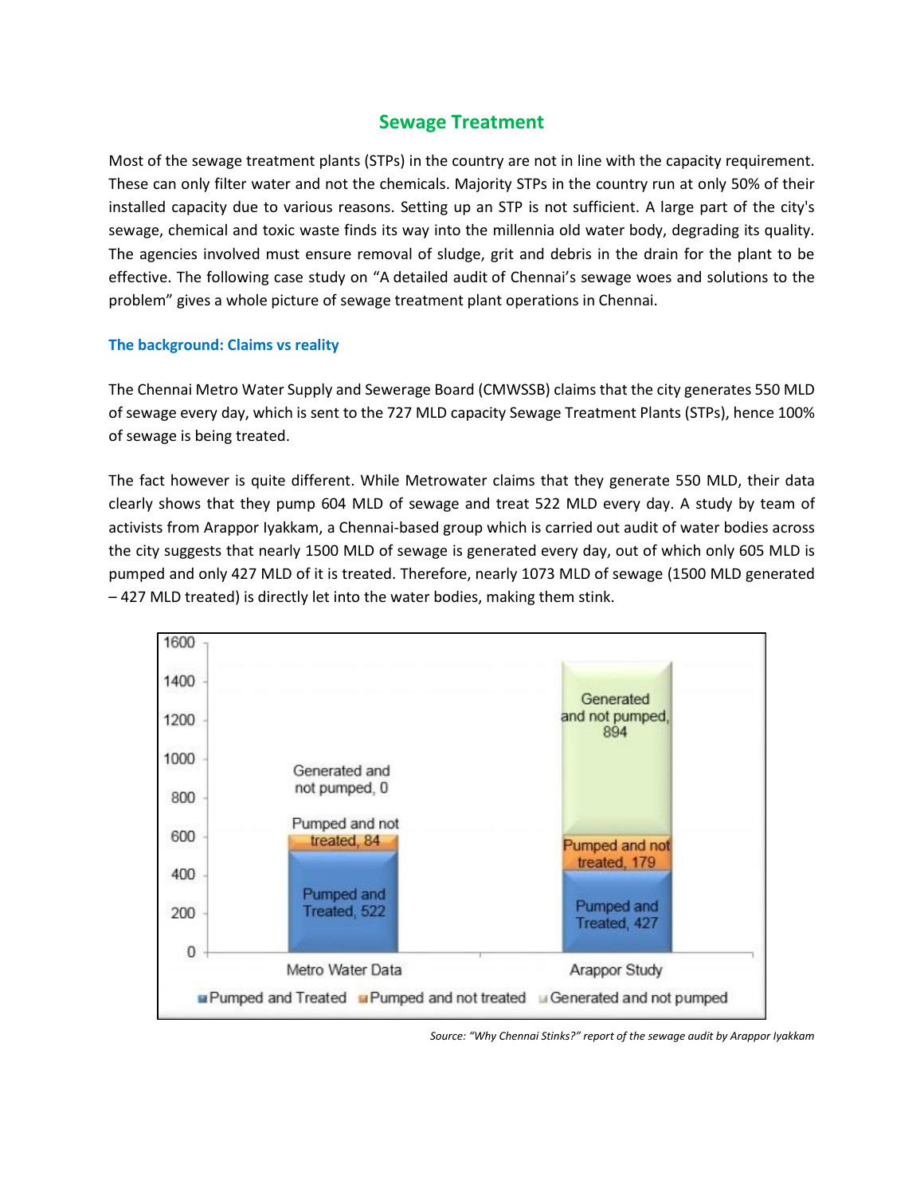## Sewage Treatment

Most of the sewage treatment plants (STPs) in the country are not in line with the capacity requirement. These can only filter water and not the chemicals. Majority STPs in the country run at only 50% of their installed capacity due to various reasons. Setting up an STP is not sufficient. A large part of the city's sewage, chemical and toxic waste finds its way into the millennia old water body, degrading its quality. The agencies involved must ensure removal of sludge, grit and debris in the drain for the plant to be effective. The following case study on "A detailed audit of Chennai's sewage woes and solutions to the problem" gives a whole picture of sewage treatment plant operations in Chennai.

### The background: Claims vs reality

The Chennai Metro Water Supply and Sewerage Board (CMWSSB) claims that the city generates 550 MLD of sewage every day, which is sent to the 727 MLD capacity Sewage Treatment Plants (STPs), hence 100% of sewage is being treated.

The fact however is quite different. While Metrowater claims that they generate 550 MLD, their data clearly shows that they pump 604 MLD of sewage and treat 522 MLD every day. A study by team of activists from Arappor Iyakkam, a Chennai-based group which is carried out audit of water bodies across the city suggests that nearly 1500 MLD of sewage is generated every day, out of which only 605 MLD is pumped and only 427 MLD of it is treated. Therefore, nearly 1073 MLD of sewage (1500 MLD generated – 427 MLD treated) is directly let into the water bodies, making them stink.

| | Pumped and Treated | Pumped and not treated | Generated and not pumped |
|---|---|---|---|
| Metro Water Data | 522 | 84 | 0 |
| Arappor Study | 427 | 179 | 894 |

*Source: "Why Chennai Stinks?" report of the sewage audit by Arappor Iyakkam*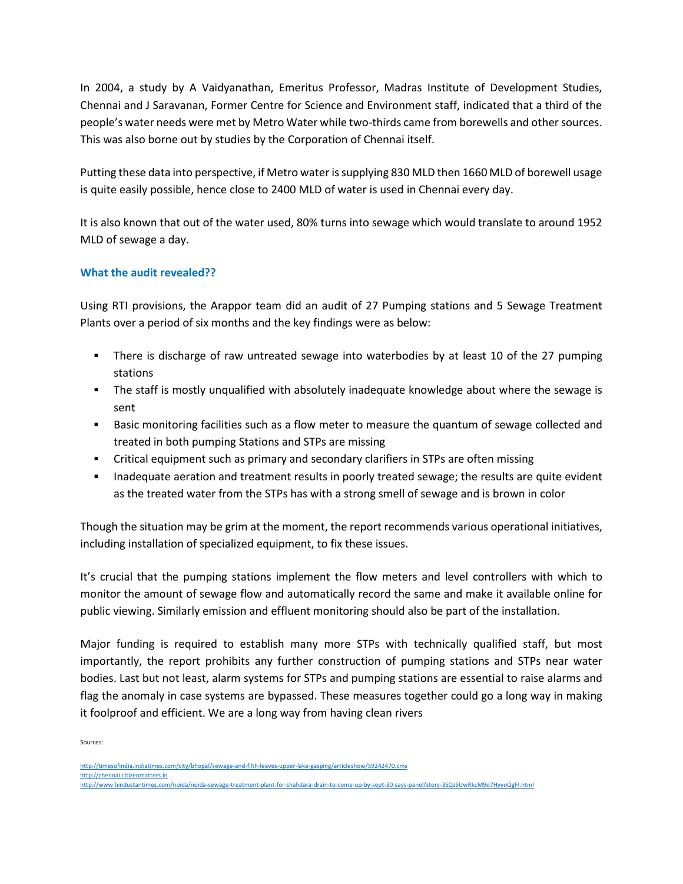In 2004, a study by A Vaidyanathan, Emeritus Professor, Madras Institute of Development Studies, Chennai and J Saravanan, Former Centre for Science and Environment staff, indicated that a third of the people's water needs were met by Metro Water while two-thirds came from borewells and other sources. This was also borne out by studies by the Corporation of Chennai itself.

Putting these data into perspective, if Metro water is supplying 830 MLD then 1660 MLD of borewell usage is quite easily possible, hence close to 2400 MLD of water is used in Chennai every day.

It is also known that out of the water used, 80% turns into sewage which would translate to around 1952 MLD of sewage a day.

### What the audit revealed??

Using RTI provisions, the Arappor team did an audit of 27 Pumping stations and 5 Sewage Treatment Plants over a period of six months and the key findings were as below:

- There is discharge of raw untreated sewage into waterbodies by at least 10 of the 27 pumping stations
- The staff is mostly unqualified with absolutely inadequate knowledge about where the sewage is sent
- Basic monitoring facilities such as a flow meter to measure the quantum of sewage collected and treated in both pumping Stations and STPs are missing
- Critical equipment such as primary and secondary clarifiers in STPs are often missing
- Inadequate aeration and treatment results in poorly treated sewage; the results are quite evident as the treated water from the STPs has with a strong smell of sewage and is brown in color

Though the situation may be grim at the moment, the report recommends various operational initiatives, including installation of specialized equipment, to fix these issues.

It's crucial that the pumping stations implement the flow meters and level controllers with which to monitor the amount of sewage flow and automatically record the same and make it available online for public viewing. Similarly emission and effluent monitoring should also be part of the installation.

Major funding is required to establish many more STPs with technically qualified staff, but most importantly, the report prohibits any further construction of pumping stations and STPs near water bodies. Last but not least, alarm systems for STPs and pumping stations are essential to raise alarms and flag the anomaly in case systems are bypassed. These measures together could go a long way in making it foolproof and efficient. We are a long way from having clean rivers

Sources:

http://timesofindia.indiatimes.com/city/bhopal/sewage-and-filth-leaves-upper-lake-gasping/articleshow/59242470.cms
http://chennai.citizenmatters.in
http://www.hindustantimes.com/noida/noida-sewage-treatment-plant-for-shahdara-drain-to-come-up-by-sept-30-says-panel/story-3SQzSUwRkcM9d7HyyoQgFI.html